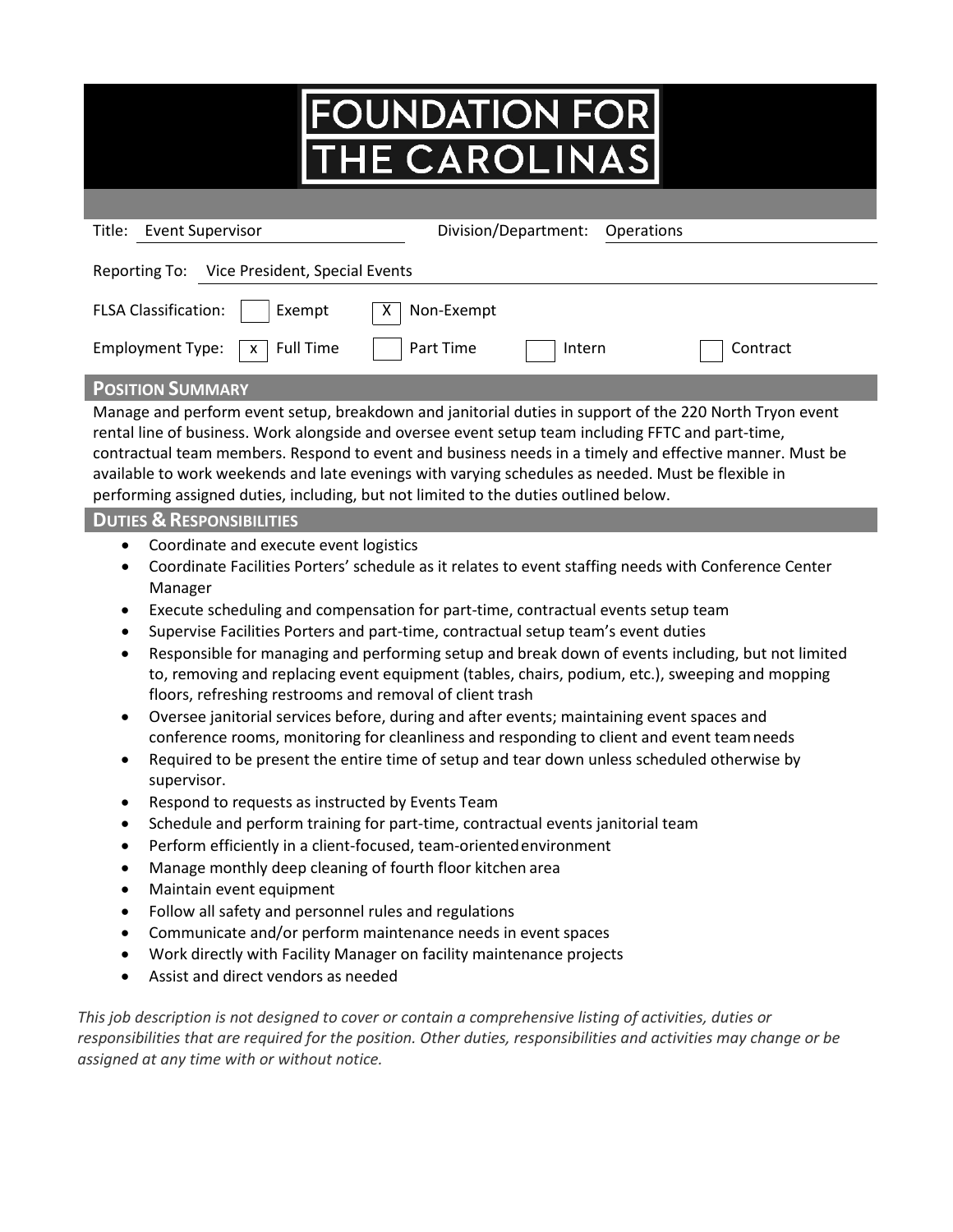# FOUNDATION FOR THE CAROLINAS

Title: Event Supervisor | Division/Department: Operations

Reporting To: Vice President, Special Events

FLSA Classification: [ ] Exempt [X] Non-Exempt

Employment Type: [x] Full Time [ ] Part Time [ ] Intern [ ] Contract

## POSITION SUMMARY

Manage and perform event setup, breakdown and janitorial duties in support of the 220 North Tryon event rental line of business. Work alongside and oversee event setup team including FFTC and part-time, contractual team members. Respond to event and business needs in a timely and effective manner. Must be available to work weekends and late evenings with varying schedules as needed. Must be flexible in performing assigned duties, including, but not limited to the duties outlined below.

## DUTIES & RESPONSIBILITIES

- Coordinate and execute event logistics
- Coordinate Facilities Porters' schedule as it relates to event staffing needs with Conference Center Manager
- Execute scheduling and compensation for part-time, contractual events setup team
- Supervise Facilities Porters and part-time, contractual setup team's event duties
- Responsible for managing and performing setup and break down of events including, but not limited to, removing and replacing event equipment (tables, chairs, podium, etc.), sweeping and mopping floors, refreshing restrooms and removal of client trash
- Oversee janitorial services before, during and after events; maintaining event spaces and conference rooms, monitoring for cleanliness and responding to client and event team needs
- Required to be present the entire time of setup and tear down unless scheduled otherwise by supervisor.
- Respond to requests as instructed by Events Team
- Schedule and perform training for part-time, contractual events janitorial team
- Perform efficiently in a client-focused, team-oriented environment
- Manage monthly deep cleaning of fourth floor kitchen area
- Maintain event equipment
- Follow all safety and personnel rules and regulations
- Communicate and/or perform maintenance needs in event spaces
- Work directly with Facility Manager on facility maintenance projects
- Assist and direct vendors as needed

*This job description is not designed to cover or contain a comprehensive listing of activities, duties or responsibilities that are required for the position. Other duties, responsibilities and activities may change or be assigned at any time with or without notice.*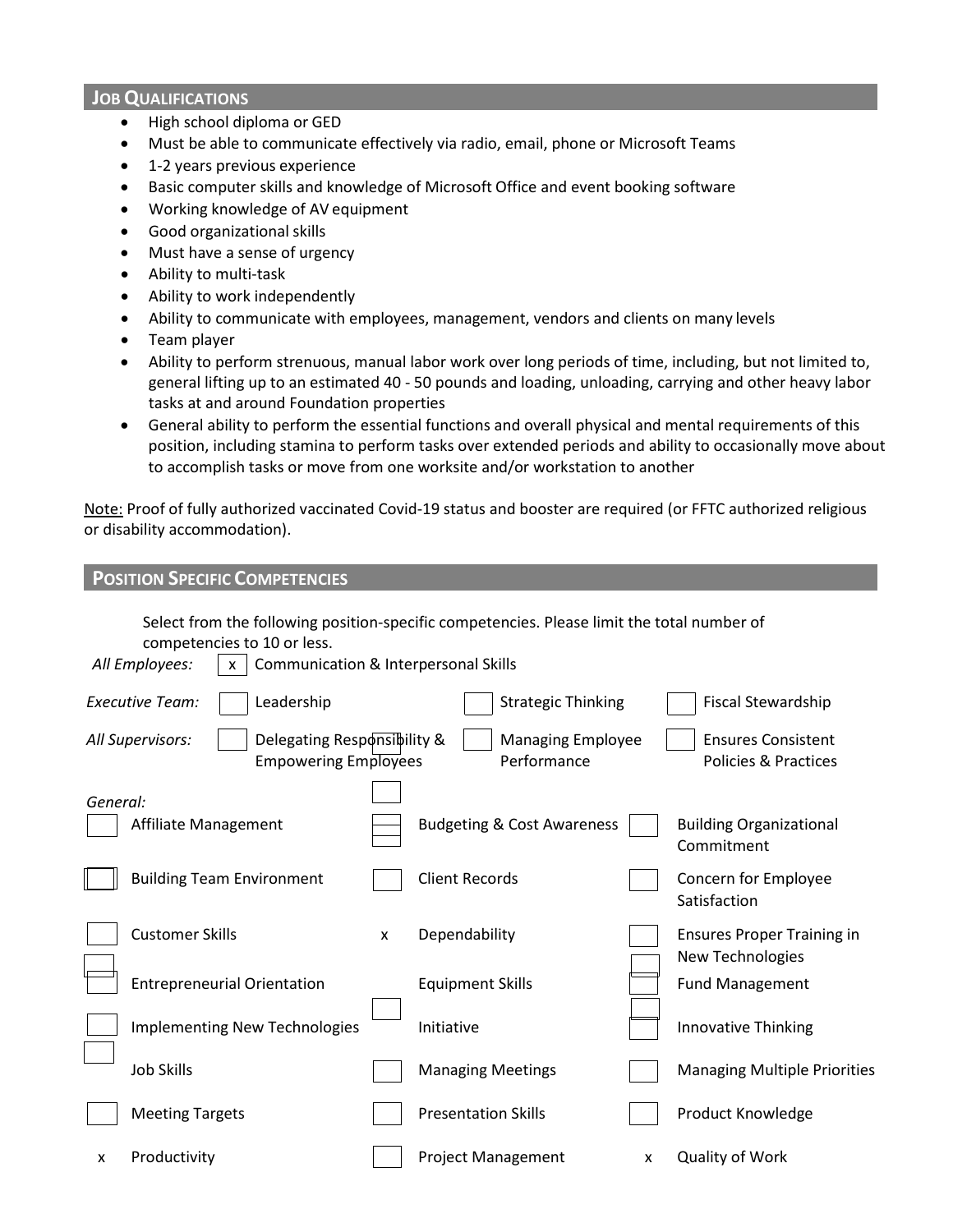## JOB QUALIFICATIONS

- High school diploma or GED
- Must be able to communicate effectively via radio, email, phone or Microsoft Teams
- 1-2 years previous experience
- Basic computer skills and knowledge of Microsoft Office and event booking software
- Working knowledge of AV equipment
- Good organizational skills
- Must have a sense of urgency
- Ability to multi-task
- Ability to work independently
- Ability to communicate with employees, management, vendors and clients on many levels
- Team player
- Ability to perform strenuous, manual labor work over long periods of time, including, but not limited to, general lifting up to an estimated 40 - 50 pounds and loading, unloading, carrying and other heavy labor tasks at and around Foundation properties
- General ability to perform the essential functions and overall physical and mental requirements of this position, including stamina to perform tasks over extended periods and ability to occasionally move about to accomplish tasks or move from one worksite and/or workstation to another

Note: Proof of fully authorized vaccinated Covid-19 status and booster are required (or FFTC authorized religious or disability accommodation).

## POSITION SPECIFIC COMPETENCIES

Select from the following position-specific competencies. Please limit the total number of competencies to 10 or less.

*All Employees:* [x] Communication & Interpersonal Skills

*Executive Team:* [ ] Leadership [ ] Strategic Thinking [ ] Fiscal Stewardship

*All Supervisors:* [ ] Delegating Responsibility & Empowering Employees [ ] Managing Employee Performance [ ] Ensures Consistent Policies & Practices

*General:*

| | | |
|---|---|---|
| [ ] Affiliate Management | [ ] Budgeting & Cost Awareness | [ ] Building Organizational Commitment |
| [ ] Building Team Environment | [ ] Client Records | [ ] Concern for Employee Satisfaction |
| [ ] Customer Skills | [x] Dependability | [ ] Ensures Proper Training in New Technologies |
| [ ] Entrepreneurial Orientation | [ ] Equipment Skills | [ ] Fund Management |
| [ ] Implementing New Technologies | [ ] Initiative | [ ] Innovative Thinking |
| [ ] Job Skills | [ ] Managing Meetings | [ ] Managing Multiple Priorities |
| [ ] Meeting Targets | [ ] Presentation Skills | [ ] Product Knowledge |
| [x] Productivity | [ ] Project Management | [x] Quality of Work |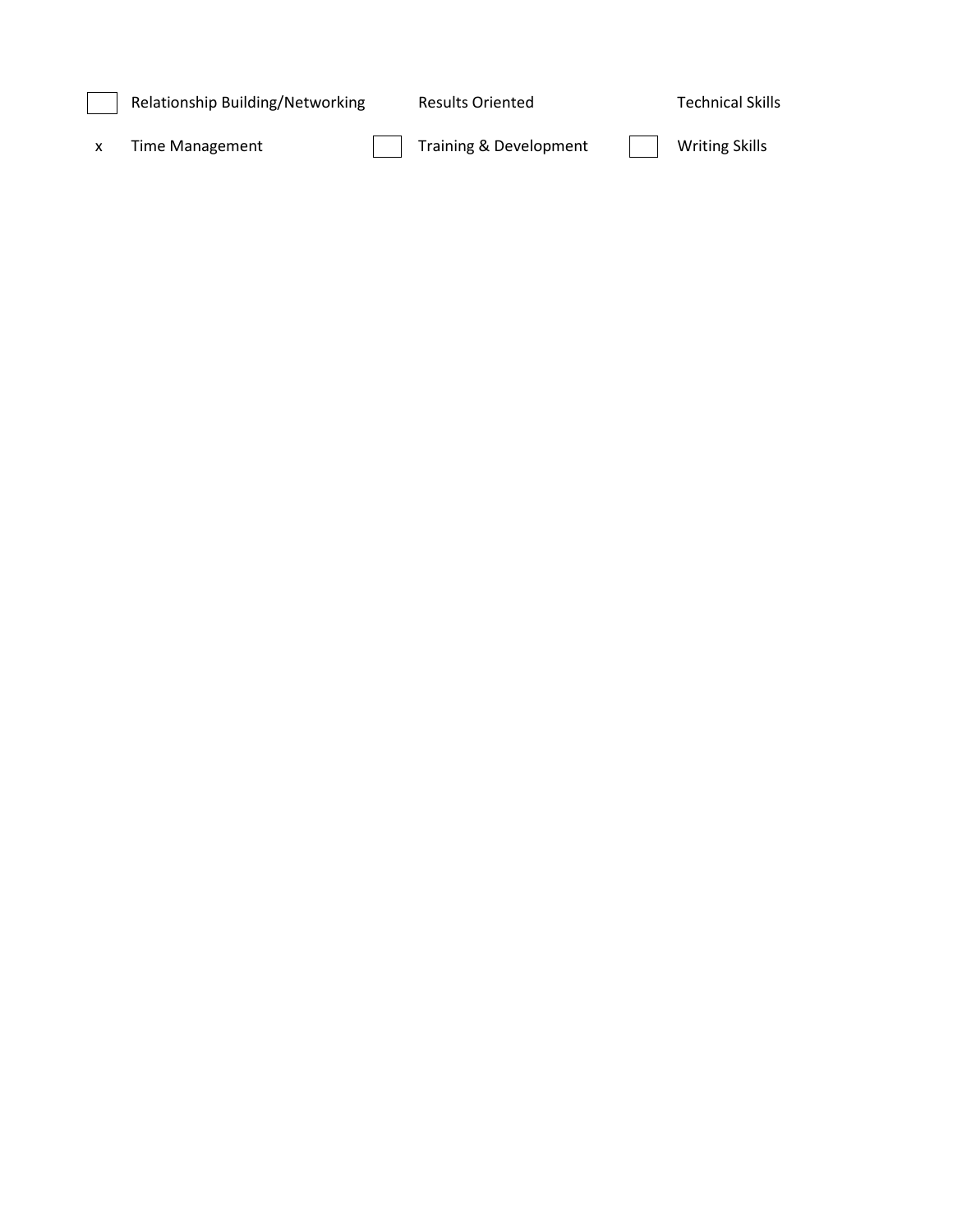| | | | | | |
|---|---|---|---|---|---|
| ☐ | Relationship Building/Networking | | Results Oriented | | Technical Skills |
| x | Time Management | ☐ | Training & Development | ☐ | Writing Skills |